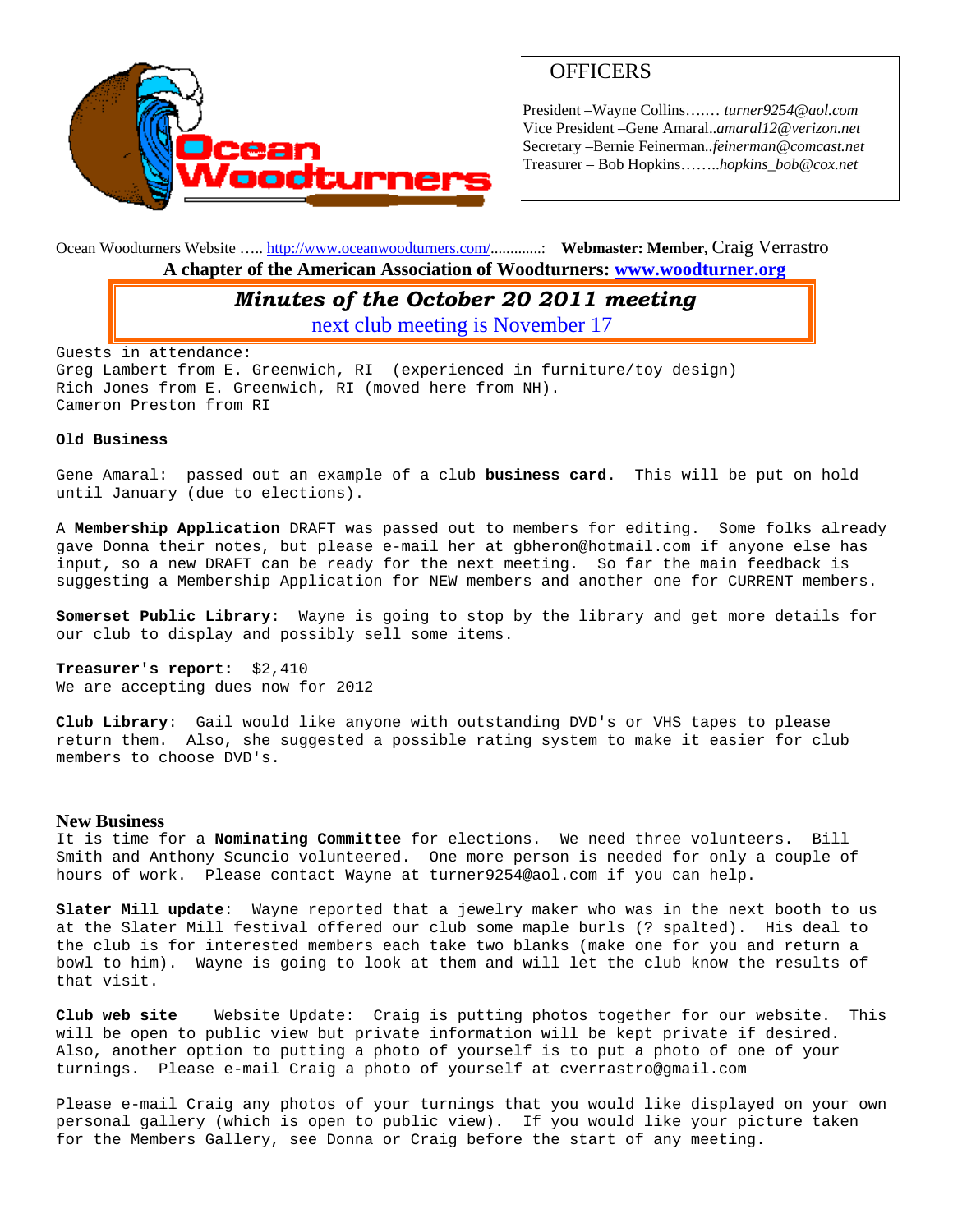Ocean Woodturners

## OFFICERS

President –Wayne Collins……. *turner9254@aol.com*
Vice President –Gene Amaral..*amaral12@verizon.net*
Secretary –Bernie Feinerman..*feinerman@comcast.net*
Treasurer – Bob Hopkins……..*hopkins_bob@cox.net*

Ocean Woodturners Website ….. http://www.oceanwoodturners.com/.............: **Webmaster: Member,** Craig Verrastro

**A chapter of the American Association of Woodturners: www.woodturner.org**

# *Minutes of the October 20 2011 meeting*

next club meeting is November 17

Guests in attendance:
Greg Lambert from E. Greenwich, RI (experienced in furniture/toy design)
Rich Jones from E. Greenwich, RI (moved here from NH).
Cameron Preston from RI

**Old Business**

Gene Amaral: passed out an example of a club **business card**. This will be put on hold until January (due to elections).

A **Membership Application** DRAFT was passed out to members for editing. Some folks already gave Donna their notes, but please e-mail her at gbheron@hotmail.com if anyone else has input, so a new DRAFT can be ready for the next meeting. So far the main feedback is suggesting a Membership Application for NEW members and another one for CURRENT members.

**Somerset Public Library**: Wayne is going to stop by the library and get more details for our club to display and possibly sell some items.

**Treasurer's report**: $2,410
We are accepting dues now for 2012

**Club Library**: Gail would like anyone with outstanding DVD's or VHS tapes to please return them. Also, she suggested a possible rating system to make it easier for club members to choose DVD's.

## New Business

It is time for a **Nominating Committee** for elections. We need three volunteers. Bill Smith and Anthony Scuncio volunteered. One more person is needed for only a couple of hours of work. Please contact Wayne at turner9254@aol.com if you can help.

**Slater Mill update**: Wayne reported that a jewelry maker who was in the next booth to us at the Slater Mill festival offered our club some maple burls (? spalted). His deal to the club is for interested members each take two blanks (make one for you and return a bowl to him). Wayne is going to look at them and will let the club know the results of that visit.

**Club web site** Website Update: Craig is putting photos together for our website. This will be open to public view but private information will be kept private if desired. Also, another option to putting a photo of yourself is to put a photo of one of your turnings. Please e-mail Craig a photo of yourself at cverrastro@gmail.com

Please e-mail Craig any photos of your turnings that you would like displayed on your own personal gallery (which is open to public view). If you would like your picture taken for the Members Gallery, see Donna or Craig before the start of any meeting.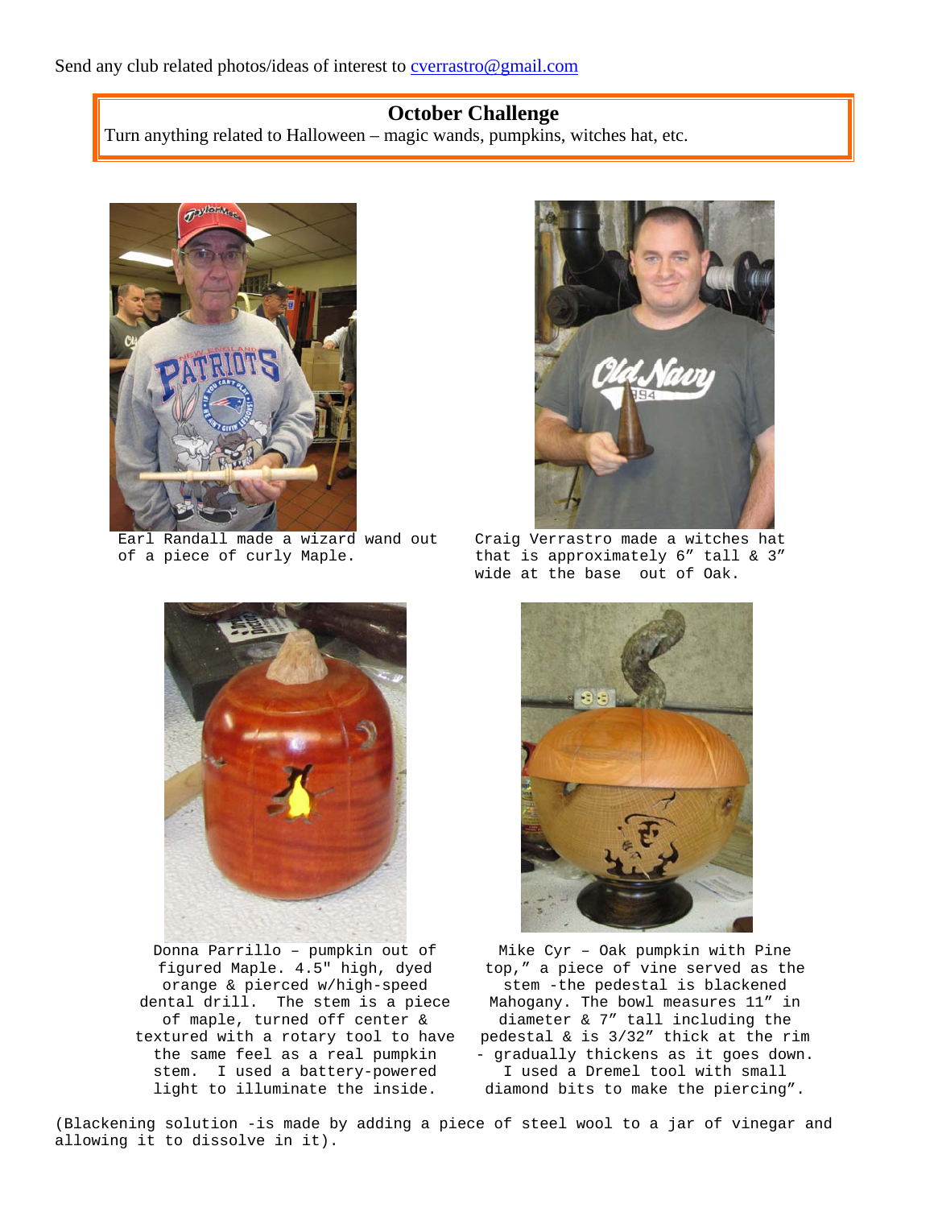Send any club related photos/ideas of interest to [cverrastro@gmail.com](mailto:cverrastro@gmail.com)

## October Challenge

Turn anything related to Halloween – magic wands, pumpkins, witches hat, etc.

Earl Randall made a wizard wand out of a piece of curly Maple.

Craig Verrastro made a witches hat that is approximately 6" tall & 3" wide at the base out of Oak.

Donna Parrillo – pumpkin out of figured Maple. 4.5" high, dyed orange & pierced w/high-speed dental drill. The stem is a piece of maple, turned off center & textured with a rotary tool to have the same feel as a real pumpkin stem. I used a battery-powered light to illuminate the inside.

Mike Cyr – Oak pumpkin with Pine top," a piece of vine served as the stem -the pedestal is blackened Mahogany. The bowl measures 11" in diameter & 7" tall including the pedestal & is 3/32" thick at the rim - gradually thickens as it goes down. I used a Dremel tool with small diamond bits to make the piercing".

(Blackening solution -is made by adding a piece of steel wool to a jar of vinegar and allowing it to dissolve in it).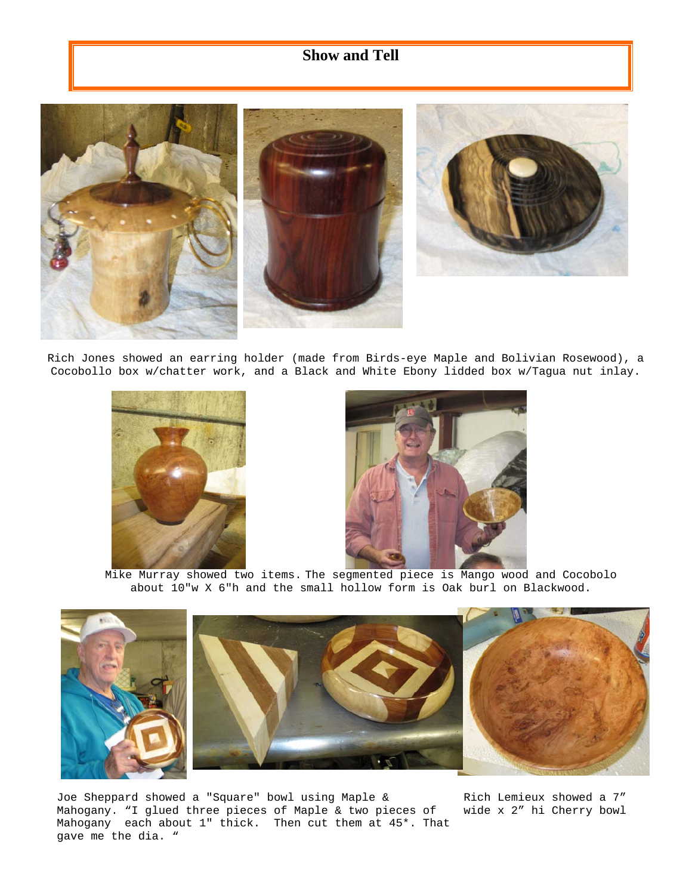## Show and Tell

Rich Jones showed an earring holder (made from Birds-eye Maple and Bolivian Rosewood), a Cocobollo box w/chatter work, and a Black and White Ebony lidded box w/Tagua nut inlay.

Mike Murray showed two items. The segmented piece is Mango wood and Cocobolo about 10"w X 6"h and the small hollow form is Oak burl on Blackwood.

Joe Sheppard showed a "Square" bowl using Maple & Mahogany. "I glued three pieces of Maple & two pieces of Mahogany each about 1" thick. Then cut them at 45*. That gave me the dia. "

Rich Lemieux showed a 7" wide x 2" hi Cherry bowl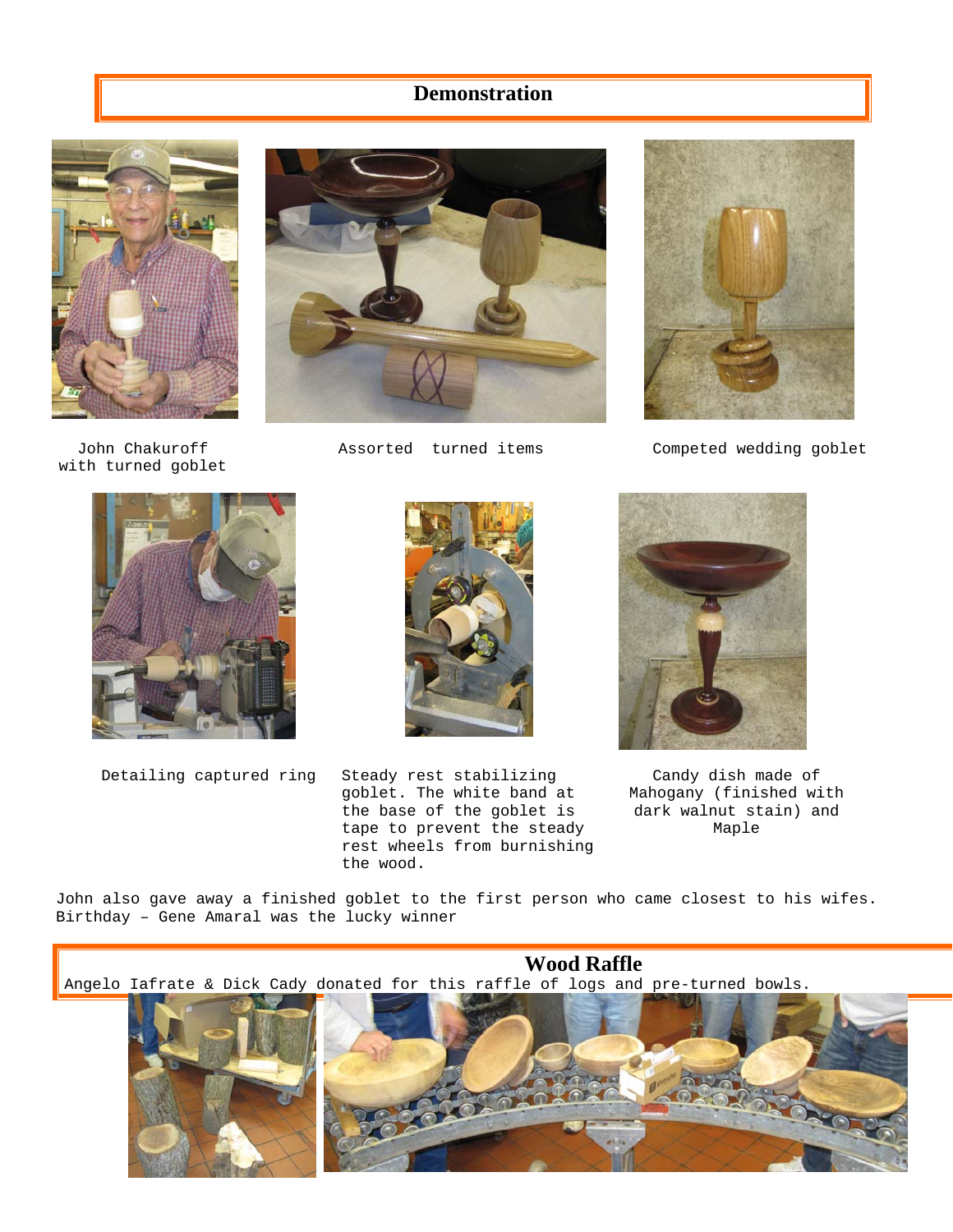## Demonstration

John Chakuroff with turned goblet

Assorted turned items

Competed wedding goblet

Detailing captured ring

Steady rest stabilizing goblet. The white band at the base of the goblet is tape to prevent the steady rest wheels from burnishing the wood.

Candy dish made of Mahogany (finished with dark walnut stain) and Maple

John also gave away a finished goblet to the first person who came closest to his wifes. Birthday – Gene Amaral was the lucky winner

## Wood Raffle

Angelo Iafrate & Dick Cady donated for this raffle of logs and pre-turned bowls.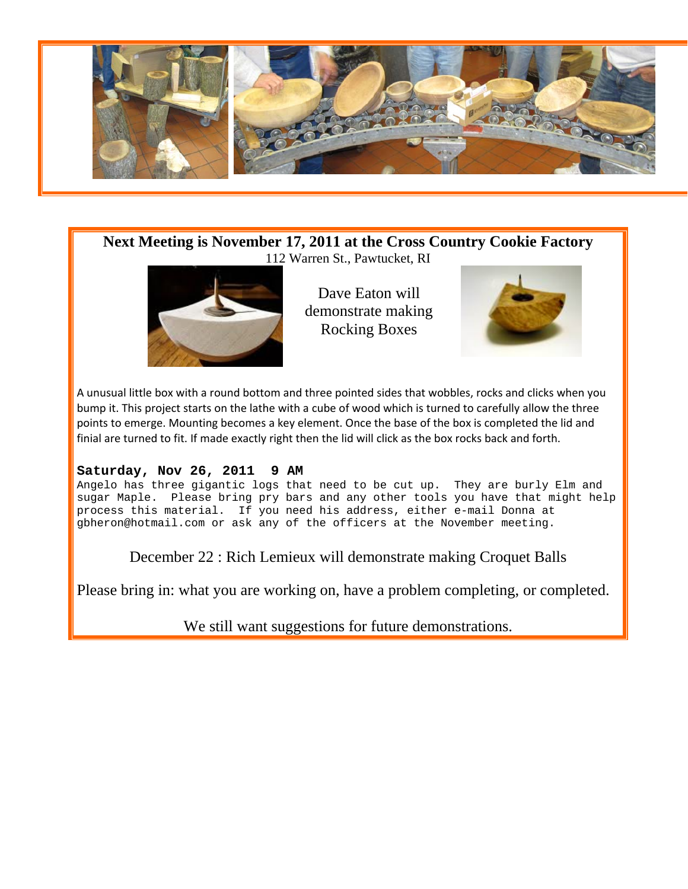**Next Meeting is November 17, 2011 at the Cross Country Cookie Factory**

112 Warren St., Pawtucket, RI

Dave Eaton will demonstrate making Rocking Boxes

A unusual little box with a round bottom and three pointed sides that wobbles, rocks and clicks when you bump it. This project starts on the lathe with a cube of wood which is turned to carefully allow the three points to emerge. Mounting becomes a key element. Once the base of the box is completed the lid and finial are turned to fit. If made exactly right then the lid will click as the box rocks back and forth.

**Saturday, Nov 26, 2011 9 AM**

Angelo has three gigantic logs that need to be cut up. They are burly Elm and sugar Maple. Please bring pry bars and any other tools you have that might help process this material. If you need his address, either e-mail Donna at gbheron@hotmail.com or ask any of the officers at the November meeting.

December 22 : Rich Lemieux will demonstrate making Croquet Balls

Please bring in: what you are working on, have a problem completing, or completed.

We still want suggestions for future demonstrations.